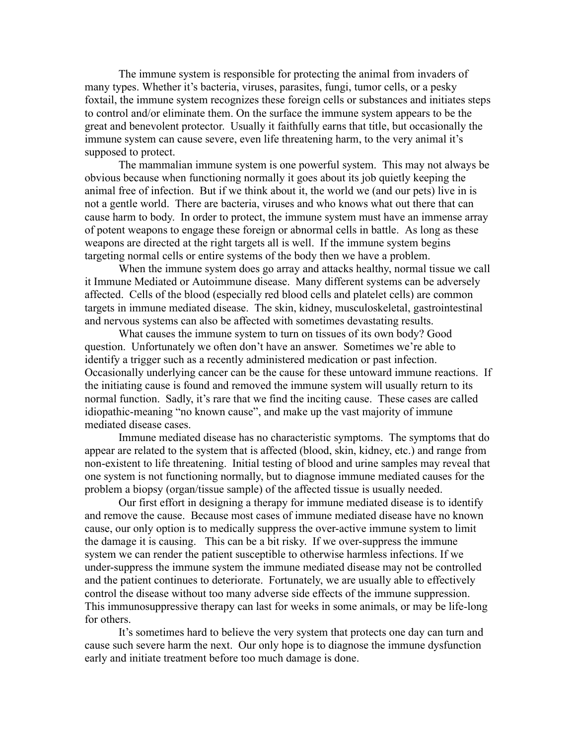The immune system is responsible for protecting the animal from invaders of many types. Whether it's bacteria, viruses, parasites, fungi, tumor cells, or a pesky foxtail, the immune system recognizes these foreign cells or substances and initiates steps to control and/or eliminate them. On the surface the immune system appears to be the great and benevolent protector. Usually it faithfully earns that title, but occasionally the immune system can cause severe, even life threatening harm, to the very animal it's supposed to protect.

The mammalian immune system is one powerful system. This may not always be obvious because when functioning normally it goes about its job quietly keeping the animal free of infection. But if we think about it, the world we (and our pets) live in is not a gentle world. There are bacteria, viruses and who knows what out there that can cause harm to body. In order to protect, the immune system must have an immense array of potent weapons to engage these foreign or abnormal cells in battle. As long as these weapons are directed at the right targets all is well. If the immune system begins targeting normal cells or entire systems of the body then we have a problem.

When the immune system does go array and attacks healthy, normal tissue we call it Immune Mediated or Autoimmune disease. Many different systems can be adversely affected. Cells of the blood (especially red blood cells and platelet cells) are common targets in immune mediated disease. The skin, kidney, musculoskeletal, gastrointestinal and nervous systems can also be affected with sometimes devastating results.

What causes the immune system to turn on tissues of its own body? Good question. Unfortunately we often don't have an answer. Sometimes we're able to identify a trigger such as a recently administered medication or past infection. Occasionally underlying cancer can be the cause for these untoward immune reactions. If the initiating cause is found and removed the immune system will usually return to its normal function. Sadly, it's rare that we find the inciting cause. These cases are called idiopathic-meaning "no known cause", and make up the vast majority of immune mediated disease cases.

Immune mediated disease has no characteristic symptoms. The symptoms that do appear are related to the system that is affected (blood, skin, kidney, etc.) and range from non-existent to life threatening. Initial testing of blood and urine samples may reveal that one system is not functioning normally, but to diagnose immune mediated causes for the problem a biopsy (organ/tissue sample) of the affected tissue is usually needed.

Our first effort in designing a therapy for immune mediated disease is to identify and remove the cause. Because most cases of immune mediated disease have no known cause, our only option is to medically suppress the over-active immune system to limit the damage it is causing. This can be a bit risky. If we over-suppress the immune system we can render the patient susceptible to otherwise harmless infections. If we under-suppress the immune system the immune mediated disease may not be controlled and the patient continues to deteriorate. Fortunately, we are usually able to effectively control the disease without too many adverse side effects of the immune suppression. This immunosuppressive therapy can last for weeks in some animals, or may be life-long for others.

It's sometimes hard to believe the very system that protects one day can turn and cause such severe harm the next. Our only hope is to diagnose the immune dysfunction early and initiate treatment before too much damage is done.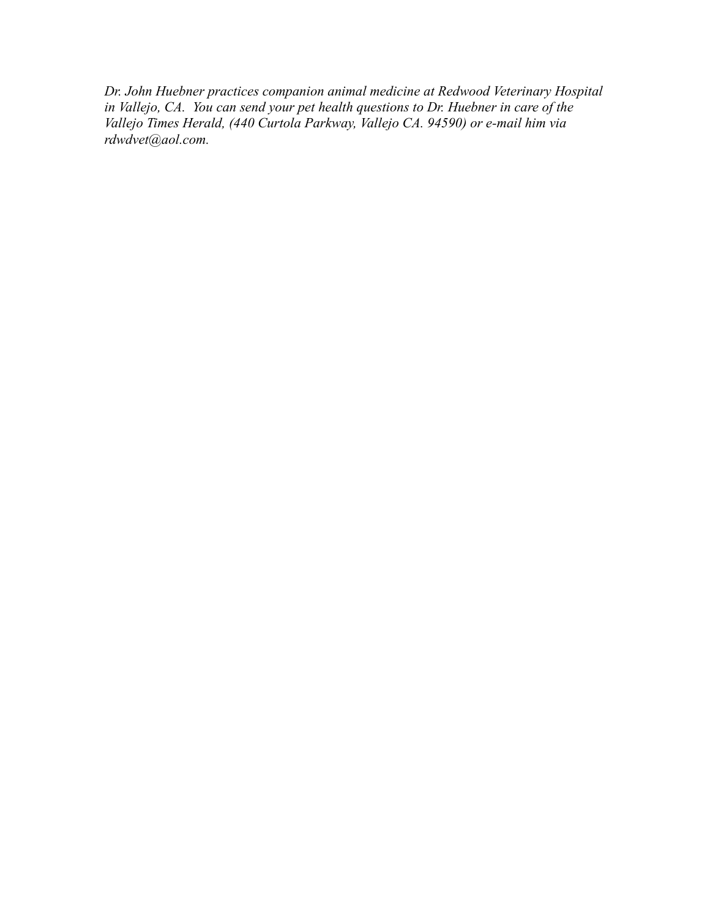*Dr. John Huebner practices companion animal medicine at Redwood Veterinary Hospital in Vallejo, CA. You can send your pet health questions to Dr. Huebner in care of the Vallejo Times Herald, (440 Curtola Parkway, Vallejo CA. 94590) or e-mail him via rdwdvet@aol.com.*